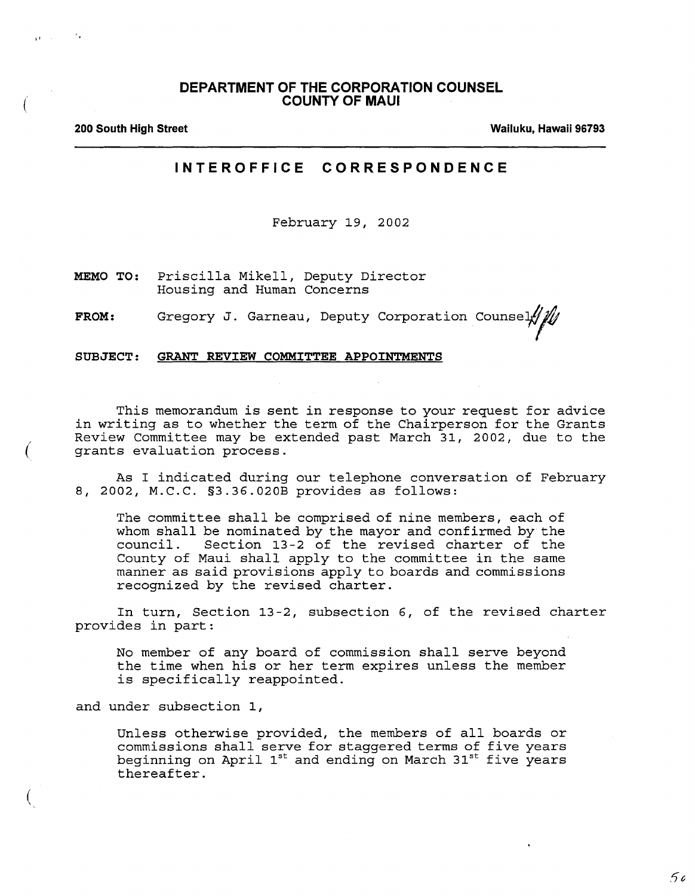# DEPARTMENT OF THE CORPORATION COUNSEL
# COUNTY OF MAUI

**200 South High Street** **Wailuku, Hawaii 96793**

---

## INTEROFFICE CORRESPONDENCE

February 19, 2002

**MEMO TO:** Priscilla Mikell, Deputy Director
Housing and Human Concerns

**FROM:** Gregory J. Garneau, Deputy Corporation Counsel

**SUBJECT:** **GRANT REVIEW COMMITTEE APPOINTMENTS**

This memorandum is sent in response to your request for advice in writing as to whether the term of the Chairperson for the Grants Review Committee may be extended past March 31, 2002, due to the grants evaluation process.

As I indicated during our telephone conversation of February 8, 2002, M.C.C. §3.36.020B provides as follows:

> The committee shall be comprised of nine members, each of whom shall be nominated by the mayor and confirmed by the council. Section 13-2 of the revised charter of the County of Maui shall apply to the committee in the same manner as said provisions apply to boards and commissions recognized by the revised charter.

In turn, Section 13-2, subsection 6, of the revised charter provides in part:

> No member of any board of commission shall serve beyond the time when his or her term expires unless the member is specifically reappointed.

and under subsection 1,

> Unless otherwise provided, the members of all boards or commissions shall serve for staggered terms of five years beginning on April 1st and ending on March 31st five years thereafter.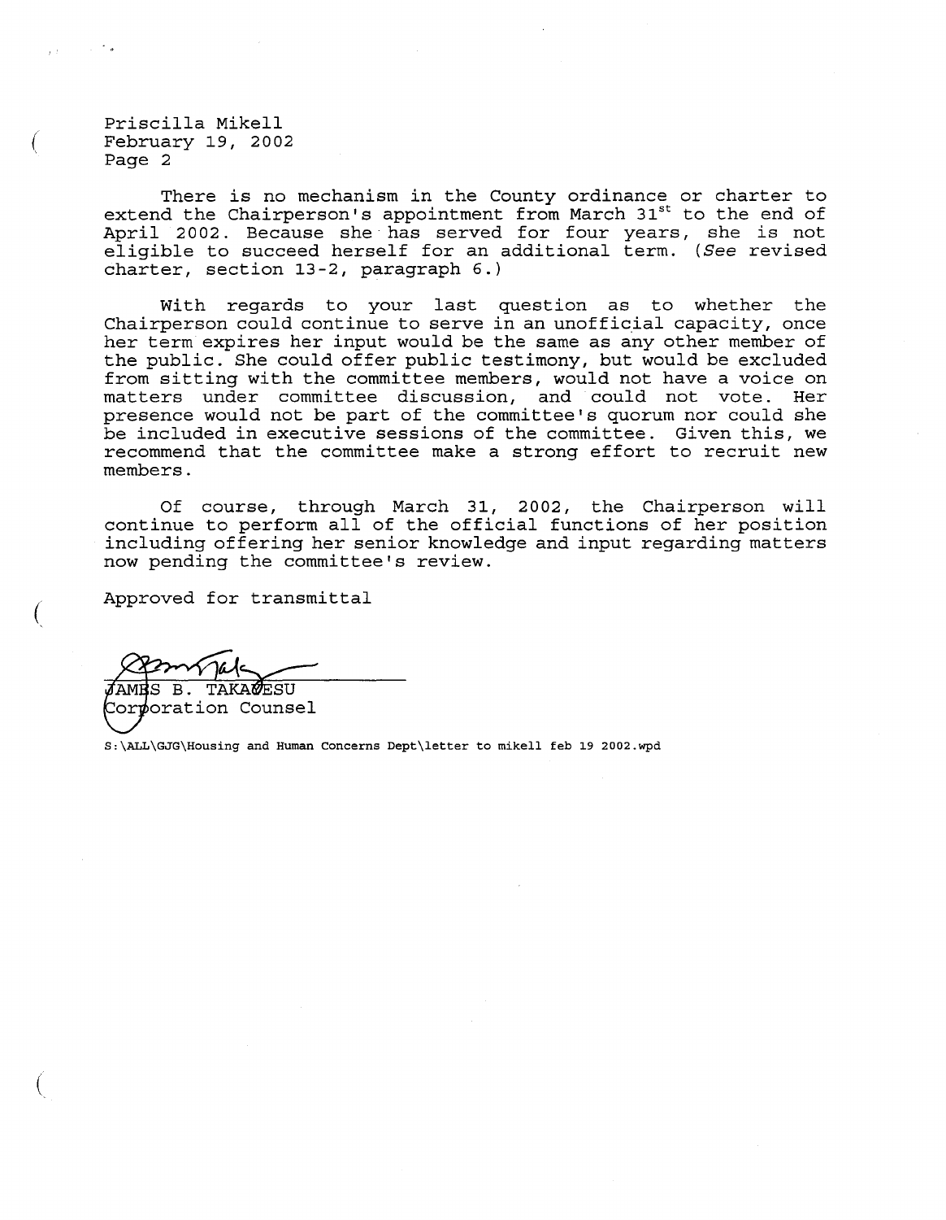Priscilla Mikell
February 19, 2002
Page 2

There is no mechanism in the County ordinance or charter to extend the Chairperson's appointment from March 31st to the end of April 2002. Because she has served for four years, she is not eligible to succeed herself for an additional term. (*See* revised charter, section 13-2, paragraph 6.)

With regards to your last question as to whether the Chairperson could continue to serve in an unofficial capacity, once her term expires her input would be the same as any other member of the public. She could offer public testimony, but would be excluded from sitting with the committee members, would not have a voice on matters under committee discussion, and could not vote. Her presence would not be part of the committee's quorum nor could she be included in executive sessions of the committee. Given this, we recommend that the committee make a strong effort to recruit new members.

Of course, through March 31, 2002, the Chairperson will continue to perform all of the official functions of her position including offering her senior knowledge and input regarding matters now pending the committee's review.

Approved for transmittal

JAMES B. TAKAYESU
Corporation Counsel

S:\ALL\GJG\Housing and Human Concerns Dept\letter to mikell feb 19 2002.wpd